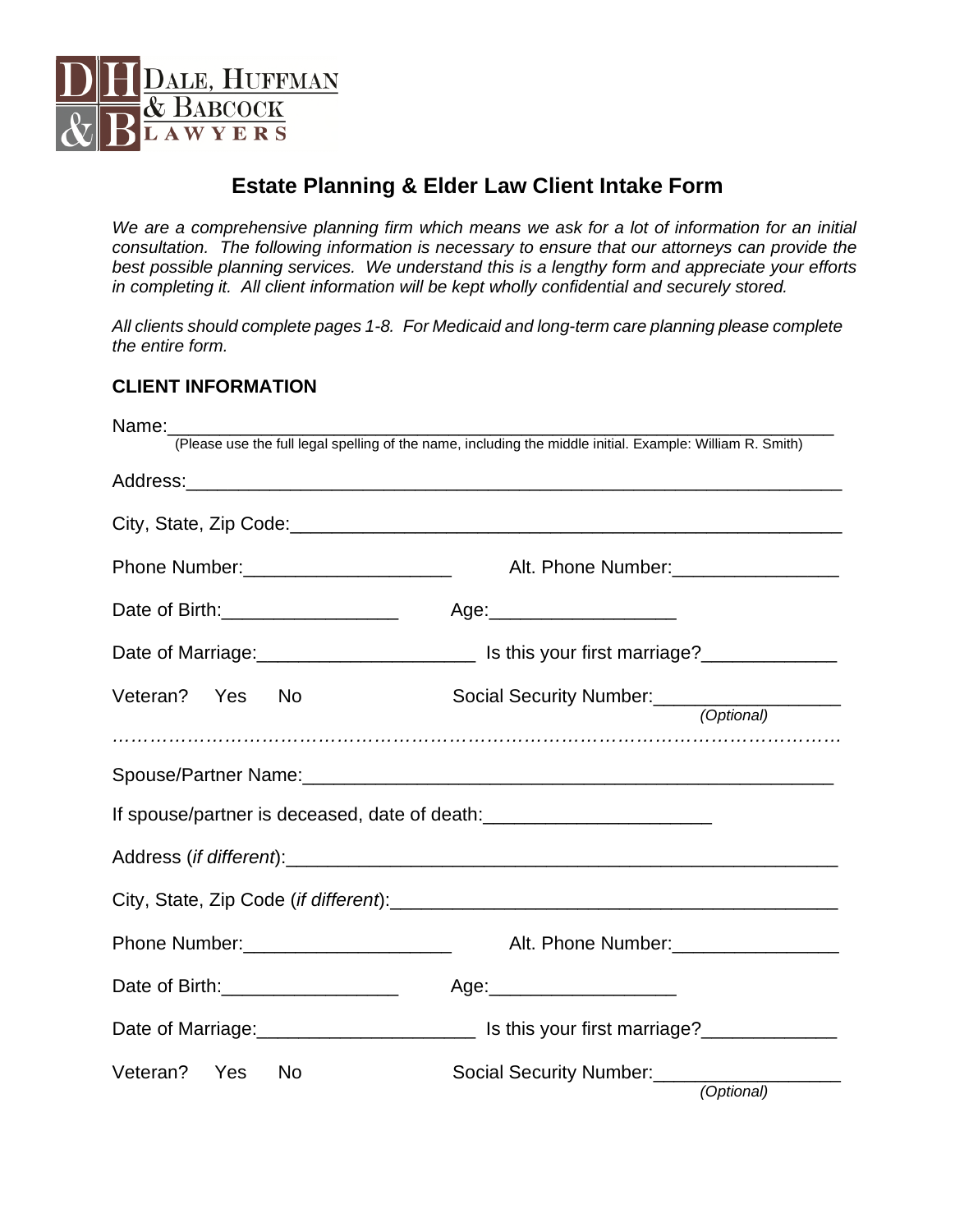DALE, HUFFMAN & BABCOCK LAWYERS

# Estate Planning & Elder Law Client Intake Form

*We are a comprehensive planning firm which means we ask for a lot of information for an initial consultation. The following information is necessary to ensure that our attorneys can provide the best possible planning services. We understand this is a lengthy form and appreciate your efforts in completing it. All client information will be kept wholly confidential and securely stored.*

*All clients should complete pages 1-8. For Medicaid and long-term care planning please complete the entire form.*

## CLIENT INFORMATION

Name:___________________________________________________________________
(Please use the full legal spelling of the name, including the middle initial. Example: William R. Smith)

Address:_________________________________________________________________

City, State, Zip Code:______________________________________________________

Phone Number:____________________ Alt. Phone Number:________________

Date of Birth:_________________ Age:__________________

Date of Marriage:_____________________ Is this your first marriage?_____________

Veteran? Yes No Social Security Number:__________________ *(Optional)*

…………………………………………………………………………………………………

Spouse/Partner Name:_____________________________________________________

If spouse/partner is deceased, date of death:______________________

Address (*if different*):_______________________________________________________

City, State, Zip Code (*if different*):____________________________________________

Phone Number:____________________ Alt. Phone Number:________________

Date of Birth:_________________ Age:__________________

Date of Marriage:_____________________ Is this your first marriage?_____________

Veteran? Yes No Social Security Number:__________________ *(Optional)*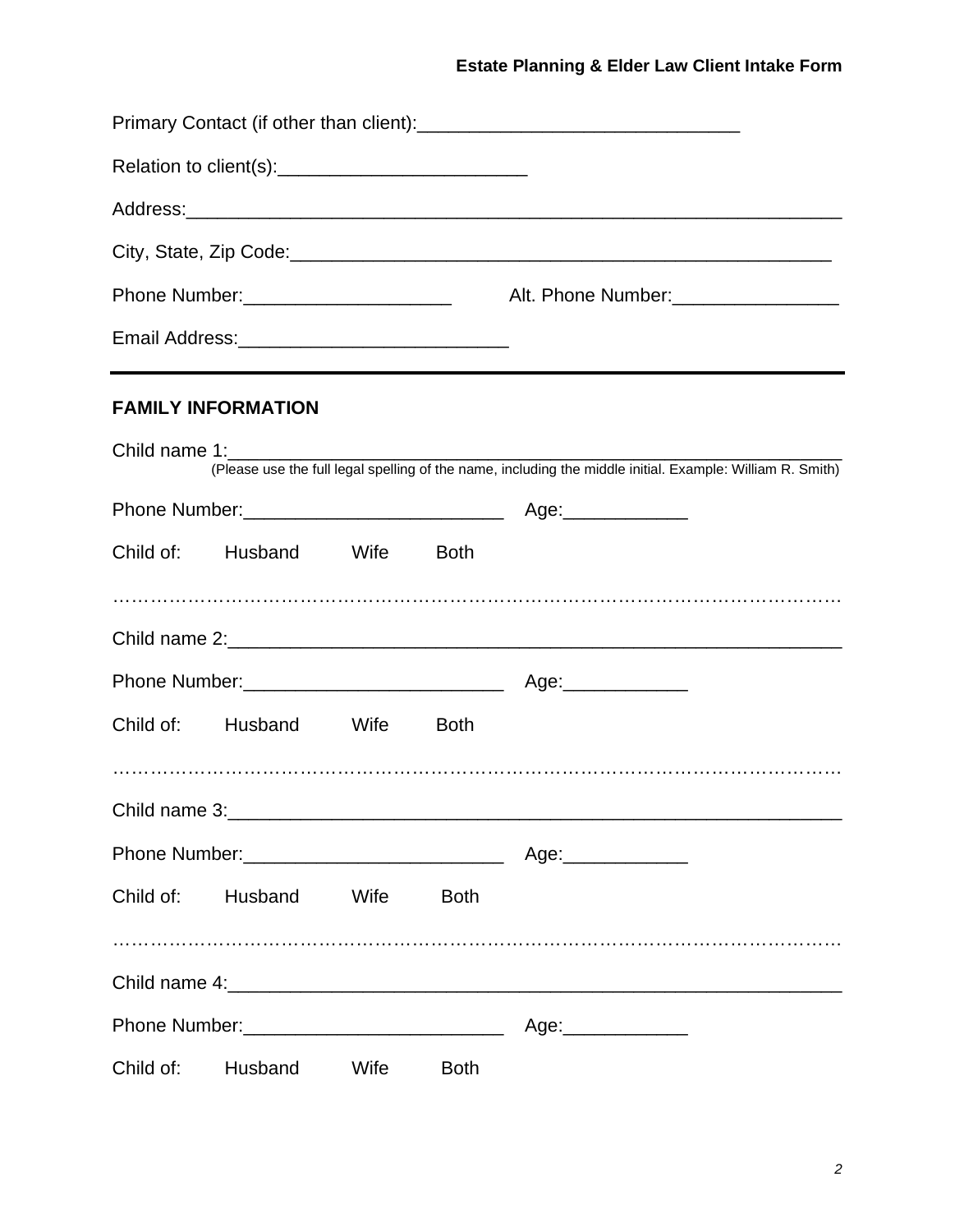Primary Contact (if other than client):_______________________________

Relation to client(s):________________________

Address:_______________________________________________________________

City, State, Zip Code:____________________________________________________

Phone Number:____________________ Alt. Phone Number:________________

Email Address:__________________________

---

## FAMILY INFORMATION

Child name 1:_________________________________________________________
(Please use the full legal spelling of the name, including the middle initial. Example: William R. Smith)

Phone Number:_________________________ Age:____________

Child of: Husband Wife Both

…………………………………………………………………………………………………

Child name 2:_________________________________________________________

Phone Number:_________________________ Age:____________

Child of: Husband Wife Both

…………………………………………………………………………………………………

Child name 3:_________________________________________________________

Phone Number:_________________________ Age:____________

Child of: Husband Wife Both

…………………………………………………………………………………………………

Child name 4:_________________________________________________________

Phone Number:_________________________ Age:____________

Child of: Husband Wife Both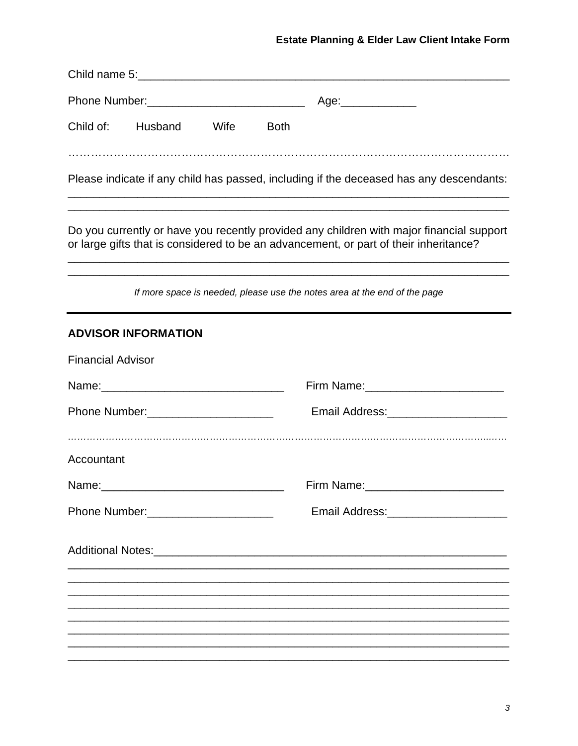Child name 5:____________________________________________________________

Phone Number:_________________________   Age:____________

Child of:   Husband   Wife   Both

……………………………………………………………………………………………………

Please indicate if any child has passed, including if the deceased has any descendants:
_________________________________________________________________________
_________________________________________________________________________

Do you currently or have you recently provided any children with major financial support or large gifts that is considered to be an advancement, or part of their inheritance?
_________________________________________________________________________
_________________________________________________________________________

*If more space is needed, please use the notes area at the end of the page*

---

## ADVISOR INFORMATION

Financial Advisor

Name:_____________________________   Firm Name:______________________

Phone Number:____________________   Email Address:___________________

……………………………………………………………………………………………………

Accountant

Name:_____________________________   Firm Name:______________________

Phone Number:____________________   Email Address:___________________

Additional Notes:__________________________________________________________
_________________________________________________________________________
_________________________________________________________________________
_________________________________________________________________________
_________________________________________________________________________
_________________________________________________________________________
_________________________________________________________________________
_________________________________________________________________________
_________________________________________________________________________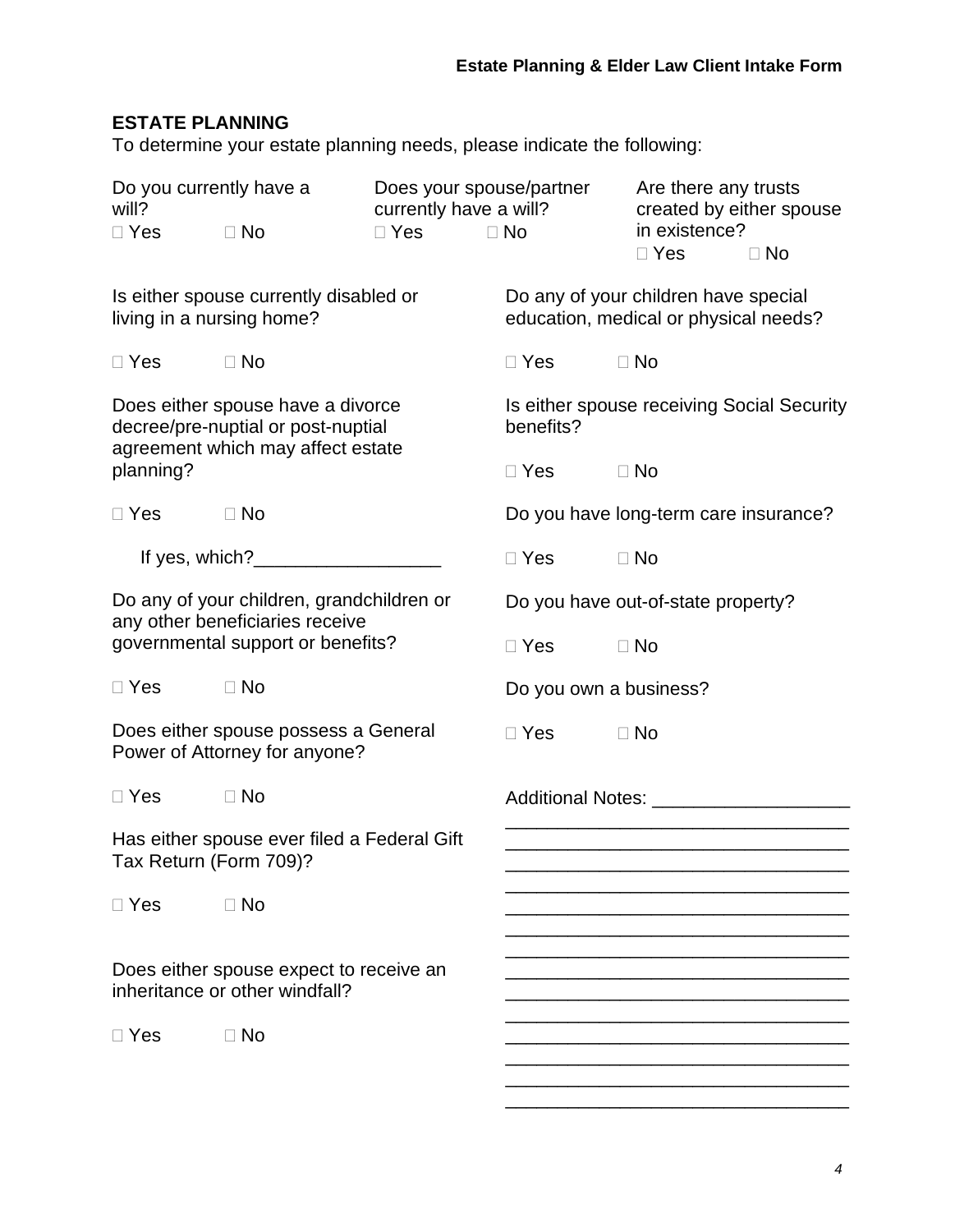## ESTATE PLANNING

To determine your estate planning needs, please indicate the following:

Do you currently have a will?
☐ Yes ☐ No

Does your spouse/partner currently have a will?
☐ Yes ☐ No

Are there any trusts created by either spouse in existence?
☐ Yes ☐ No

Is either spouse currently disabled or living in a nursing home?

☐ Yes ☐ No

Does either spouse have a divorce decree/pre-nuptial or post-nuptial agreement which may affect estate planning?

☐ Yes ☐ No

If yes, which?__________________

Do any of your children, grandchildren or any other beneficiaries receive governmental support or benefits?

☐ Yes ☐ No

Does either spouse possess a General Power of Attorney for anyone?

☐ Yes ☐ No

Has either spouse ever filed a Federal Gift Tax Return (Form 709)?

☐ Yes ☐ No

Does either spouse expect to receive an inheritance or other windfall?

☐ Yes ☐ No

Do any of your children have special education, medical or physical needs?

☐ Yes ☐ No

Is either spouse receiving Social Security benefits?

☐ Yes ☐ No

Do you have long-term care insurance?

☐ Yes ☐ No

Do you have out-of-state property?

☐ Yes ☐ No

Do you own a business?

☐ Yes ☐ No

Additional Notes: ___________________
_________________________________
_________________________________
_________________________________
_________________________________
_________________________________
_________________________________
_________________________________
_________________________________
_________________________________
_________________________________
_________________________________
_________________________________
_________________________________
_________________________________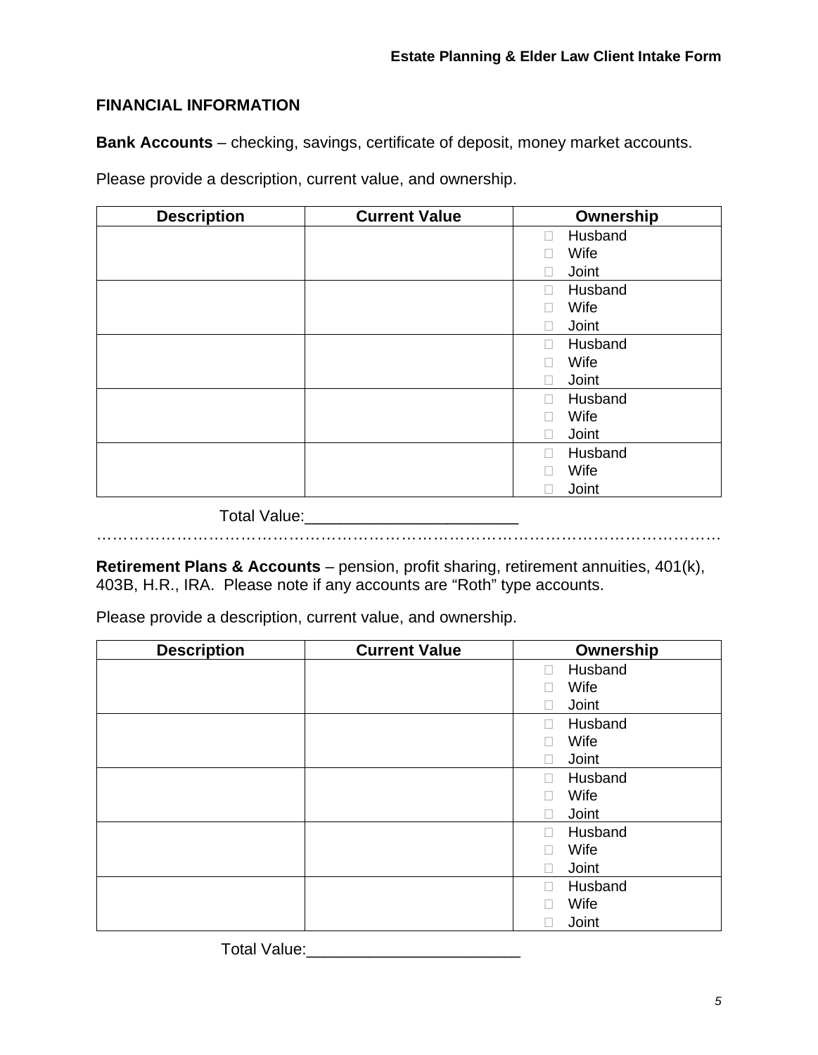## FINANCIAL INFORMATION

**Bank Accounts** – checking, savings, certificate of deposit, money market accounts.

Please provide a description, current value, and ownership.

| Description | Current Value | Ownership |
|---|---|---|
| | | ☐ Husband<br>☐ Wife<br>☐ Joint |
| | | ☐ Husband<br>☐ Wife<br>☐ Joint |
| | | ☐ Husband<br>☐ Wife<br>☐ Joint |
| | | ☐ Husband<br>☐ Wife<br>☐ Joint |
| | | ☐ Husband<br>☐ Wife<br>☐ Joint |

Total Value:________________________

…………………………………………………………………………………………………

**Retirement Plans & Accounts** – pension, profit sharing, retirement annuities, 401(k), 403B, H.R., IRA. Please note if any accounts are "Roth" type accounts.

Please provide a description, current value, and ownership.

| Description | Current Value | Ownership |
|---|---|---|
| | | ☐ Husband<br>☐ Wife<br>☐ Joint |
| | | ☐ Husband<br>☐ Wife<br>☐ Joint |
| | | ☐ Husband<br>☐ Wife<br>☐ Joint |
| | | ☐ Husband<br>☐ Wife<br>☐ Joint |
| | | ☐ Husband<br>☐ Wife<br>☐ Joint |

Total Value:________________________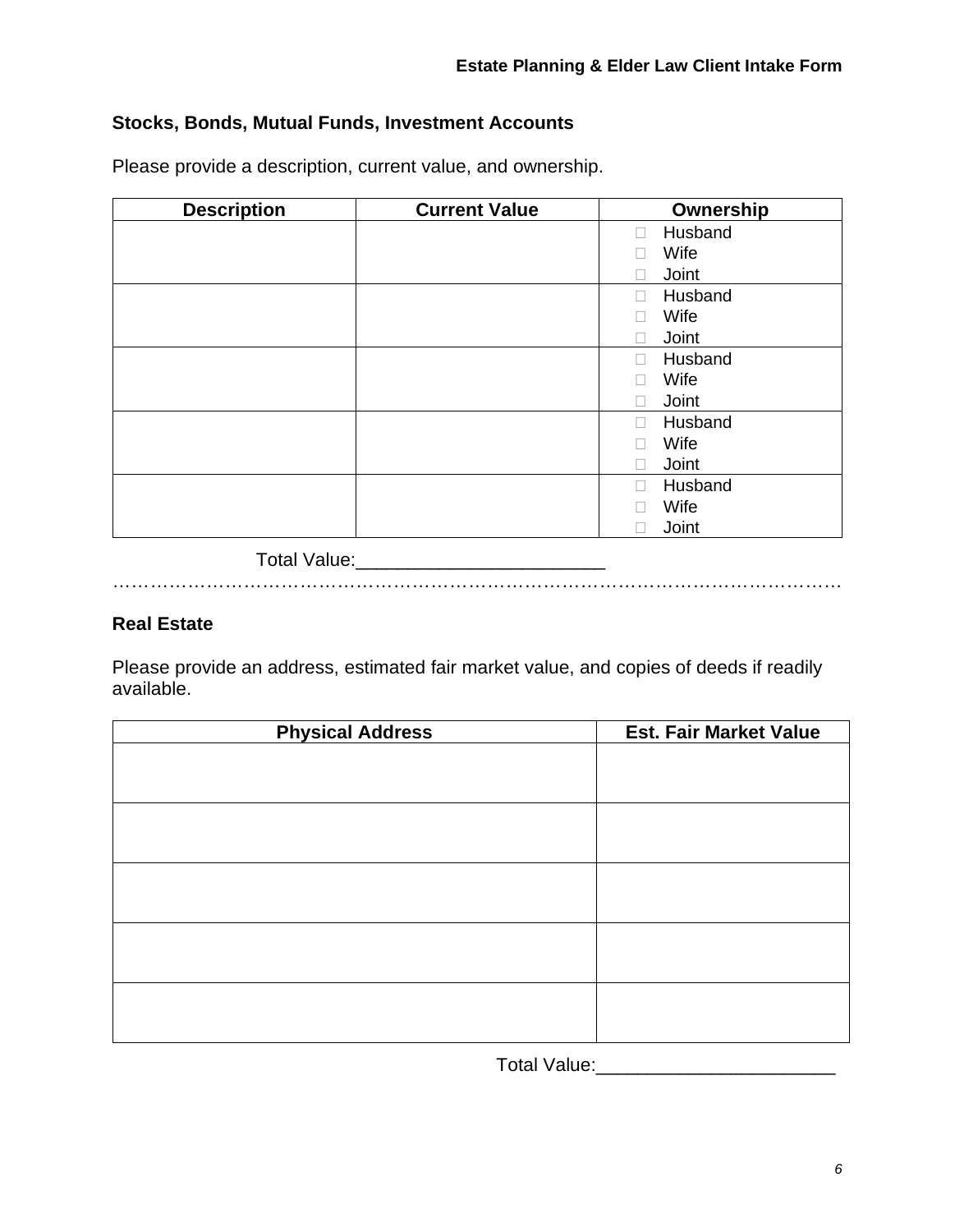### Stocks, Bonds, Mutual Funds, Investment Accounts

Please provide a description, current value, and ownership.

| Description | Current Value | Ownership |
|---|---|---|
| | | ☐ Husband<br>☐ Wife<br>☐ Joint |
| | | ☐ Husband<br>☐ Wife<br>☐ Joint |
| | | ☐ Husband<br>☐ Wife<br>☐ Joint |
| | | ☐ Husband<br>☐ Wife<br>☐ Joint |
| | | ☐ Husband<br>☐ Wife<br>☐ Joint |

Total Value:________________________

…………………………………………………………………………………………………………

### Real Estate

Please provide an address, estimated fair market value, and copies of deeds if readily available.

| Physical Address | Est. Fair Market Value |
|---|---|
| | |
| | |
| | |
| | |
| | |

Total Value:_______________________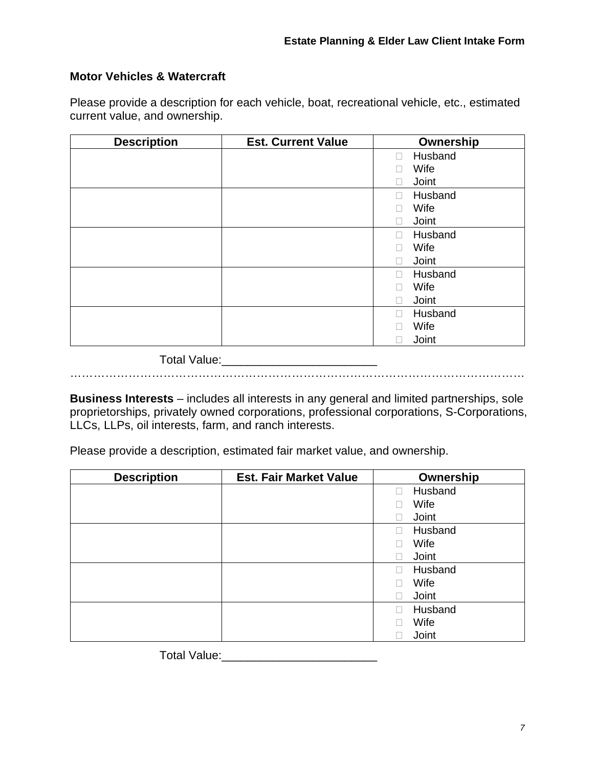### Motor Vehicles & Watercraft

Please provide a description for each vehicle, boat, recreational vehicle, etc., estimated current value, and ownership.

| Description | Est. Current Value | Ownership |
|---|---|---|
| | | ☐ Husband<br>☐ Wife<br>☐ Joint |
| | | ☐ Husband<br>☐ Wife<br>☐ Joint |
| | | ☐ Husband<br>☐ Wife<br>☐ Joint |
| | | ☐ Husband<br>☐ Wife<br>☐ Joint |
| | | ☐ Husband<br>☐ Wife<br>☐ Joint |

Total Value:________________________

…………………………………………………………………………………………………

**Business Interests** – includes all interests in any general and limited partnerships, sole proprietorships, privately owned corporations, professional corporations, S-Corporations, LLCs, LLPs, oil interests, farm, and ranch interests.

Please provide a description, estimated fair market value, and ownership.

| Description | Est. Fair Market Value | Ownership |
|---|---|---|
| | | ☐ Husband<br>☐ Wife<br>☐ Joint |
| | | ☐ Husband<br>☐ Wife<br>☐ Joint |
| | | ☐ Husband<br>☐ Wife<br>☐ Joint |
| | | ☐ Husband<br>☐ Wife<br>☐ Joint |

Total Value:________________________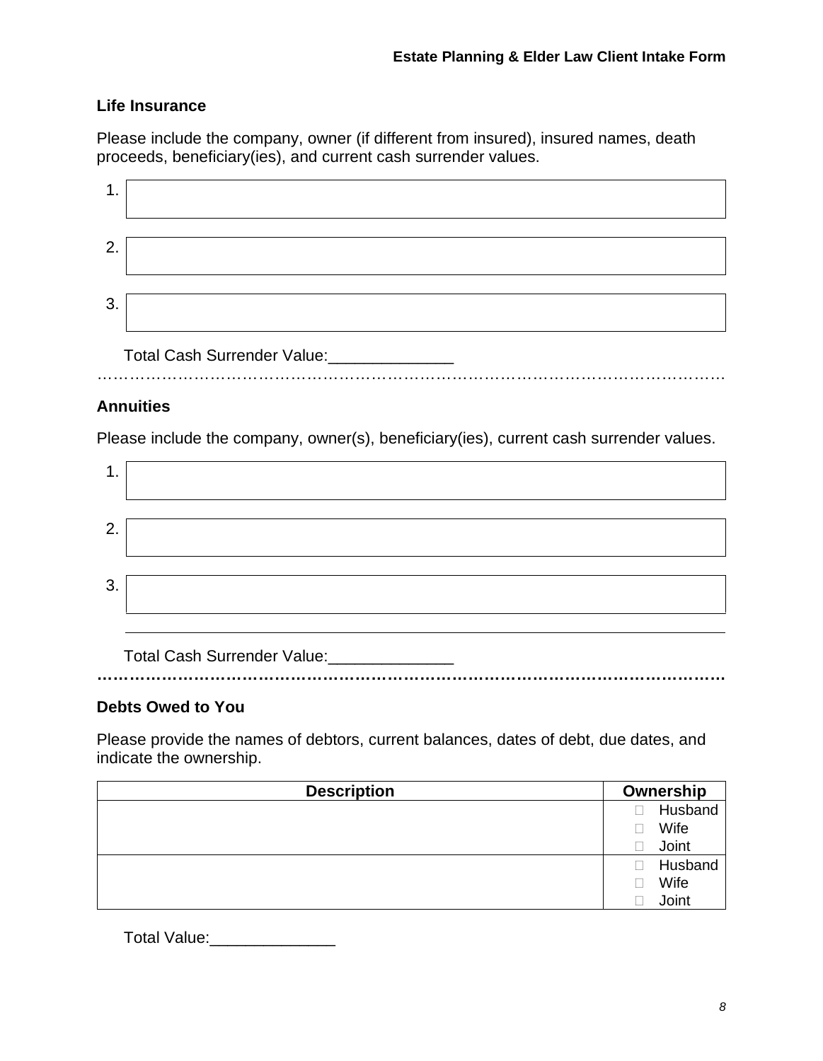### Life Insurance

Please include the company, owner (if different from insured), insured names, death proceeds, beneficiary(ies), and current cash surrender values.

1.

2.

3.

Total Cash Surrender Value:______________

---

### Annuities

Please include the company, owner(s), beneficiary(ies), current cash surrender values.

1.

2.

3.

Total Cash Surrender Value:______________

---

### Debts Owed to You

Please provide the names of debtors, current balances, dates of debt, due dates, and indicate the ownership.

| Description | Ownership |
|---|---|
| | ☐ Husband<br>☐ Wife<br>☐ Joint |
| | ☐ Husband<br>☐ Wife<br>☐ Joint |

Total Value:______________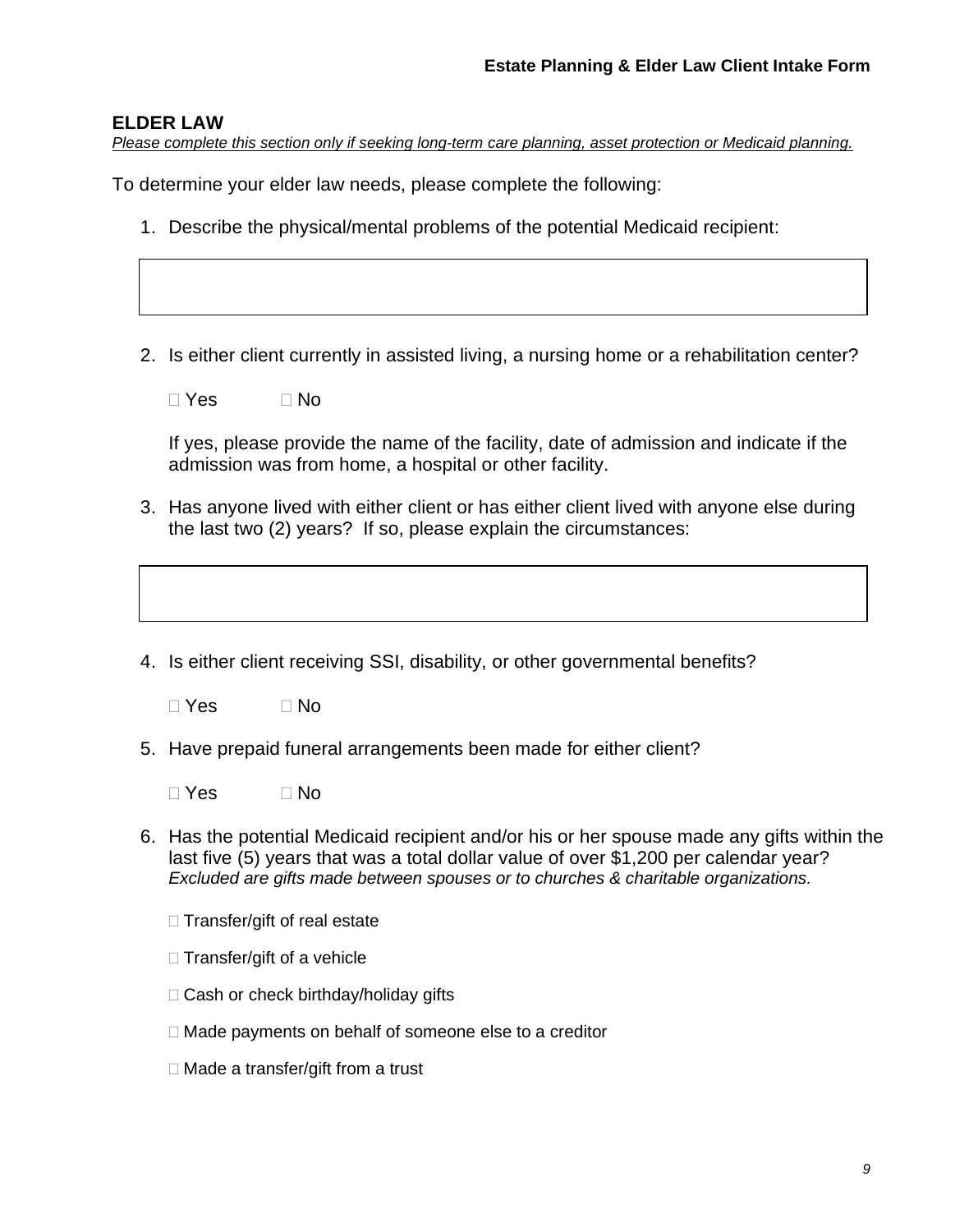## ELDER LAW

*Please complete this section only if seeking long-term care planning, asset protection or Medicaid planning.*

To determine your elder law needs, please complete the following:

1. Describe the physical/mental problems of the potential Medicaid recipient:

2. Is either client currently in assisted living, a nursing home or a rehabilitation center?

   ☐ Yes ☐ No

   If yes, please provide the name of the facility, date of admission and indicate if the admission was from home, a hospital or other facility.

3. Has anyone lived with either client or has either client lived with anyone else during the last two (2) years? If so, please explain the circumstances:

4. Is either client receiving SSI, disability, or other governmental benefits?

   ☐ Yes ☐ No

5. Have prepaid funeral arrangements been made for either client?

   ☐ Yes ☐ No

6. Has the potential Medicaid recipient and/or his or her spouse made any gifts within the last five (5) years that was a total dollar value of over $1,200 per calendar year? *Excluded are gifts made between spouses or to churches & charitable organizations.*

   ☐ Transfer/gift of real estate

   ☐ Transfer/gift of a vehicle

   ☐ Cash or check birthday/holiday gifts

   ☐ Made payments on behalf of someone else to a creditor

   ☐ Made a transfer/gift from a trust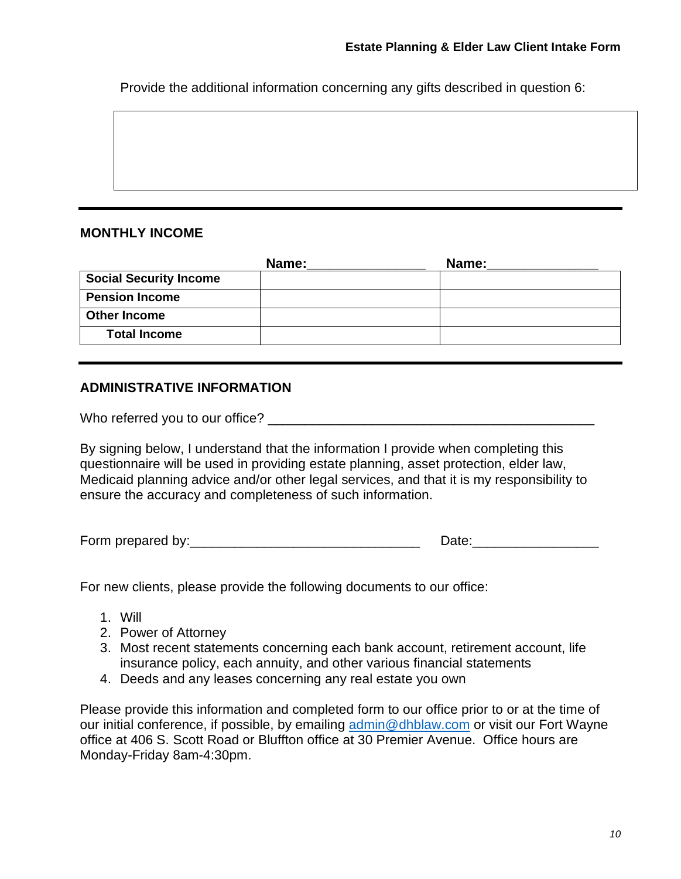Provide the additional information concerning any gifts described in question 6:

## MONTHLY INCOME

| | Name:_______________ | Name:______________ |
|---|---|---|
| **Social Security Income** | | |
| **Pension Income** | | |
| **Other Income** | | |
| **Total Income** | | |

## ADMINISTRATIVE INFORMATION

Who referred you to our office? ____________________________________________

By signing below, I understand that the information I provide when completing this questionnaire will be used in providing estate planning, asset protection, elder law, Medicaid planning advice and/or other legal services, and that it is my responsibility to ensure the accuracy and completeness of such information.

Form prepared by:_______________________________ Date:_________________

For new clients, please provide the following documents to our office:

1. Will
2. Power of Attorney
3. Most recent statements concerning each bank account, retirement account, life insurance policy, each annuity, and other various financial statements
4. Deeds and any leases concerning any real estate you own

Please provide this information and completed form to our office prior to or at the time of our initial conference, if possible, by emailing admin@dhblaw.com or visit our Fort Wayne office at 406 S. Scott Road or Bluffton office at 30 Premier Avenue. Office hours are Monday-Friday 8am-4:30pm.